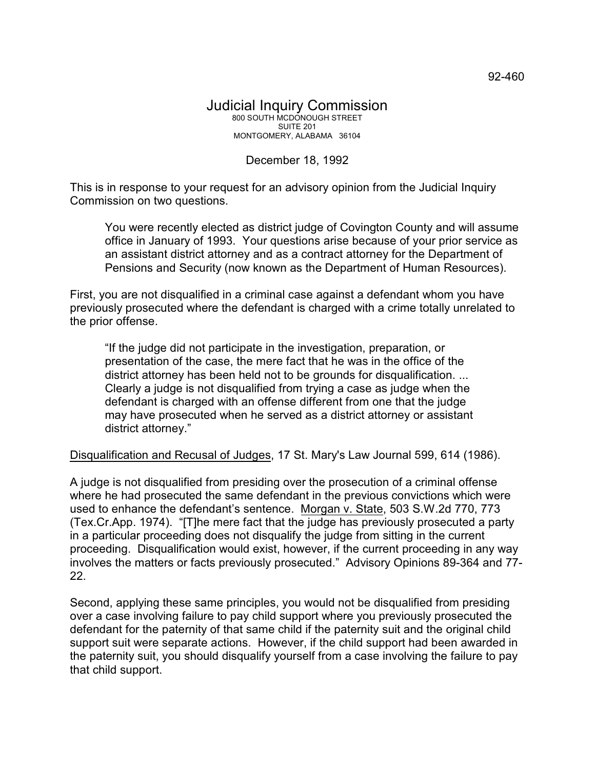92-460

# Judicial Inquiry Commission

800 SOUTH MCDONOUGH STREET
SUITE 201
MONTGOMERY, ALABAMA 36104

December 18, 1992

This is in response to your request for an advisory opinion from the Judicial Inquiry Commission on two questions.

> You were recently elected as district judge of Covington County and will assume office in January of 1993. Your questions arise because of your prior service as an assistant district attorney and as a contract attorney for the Department of Pensions and Security (now known as the Department of Human Resources).

First, you are not disqualified in a criminal case against a defendant whom you have previously prosecuted where the defendant is charged with a crime totally unrelated to the prior offense.

> "If the judge did not participate in the investigation, preparation, or presentation of the case, the mere fact that he was in the office of the district attorney has been held not to be grounds for disqualification. ... Clearly a judge is not disqualified from trying a case as judge when the defendant is charged with an offense different from one that the judge may have prosecuted when he served as a district attorney or assistant district attorney."

Disqualification and Recusal of Judges, 17 St. Mary's Law Journal 599, 614 (1986).

A judge is not disqualified from presiding over the prosecution of a criminal offense where he had prosecuted the same defendant in the previous convictions which were used to enhance the defendant's sentence. Morgan v. State, 503 S.W.2d 770, 773 (Tex.Cr.App. 1974). "[T]he mere fact that the judge has previously prosecuted a party in a particular proceeding does not disqualify the judge from sitting in the current proceeding. Disqualification would exist, however, if the current proceeding in any way involves the matters or facts previously prosecuted." Advisory Opinions 89-364 and 77-22.

Second, applying these same principles, you would not be disqualified from presiding over a case involving failure to pay child support where you previously prosecuted the defendant for the paternity of that same child if the paternity suit and the original child support suit were separate actions. However, if the child support had been awarded in the paternity suit, you should disqualify yourself from a case involving the failure to pay that child support.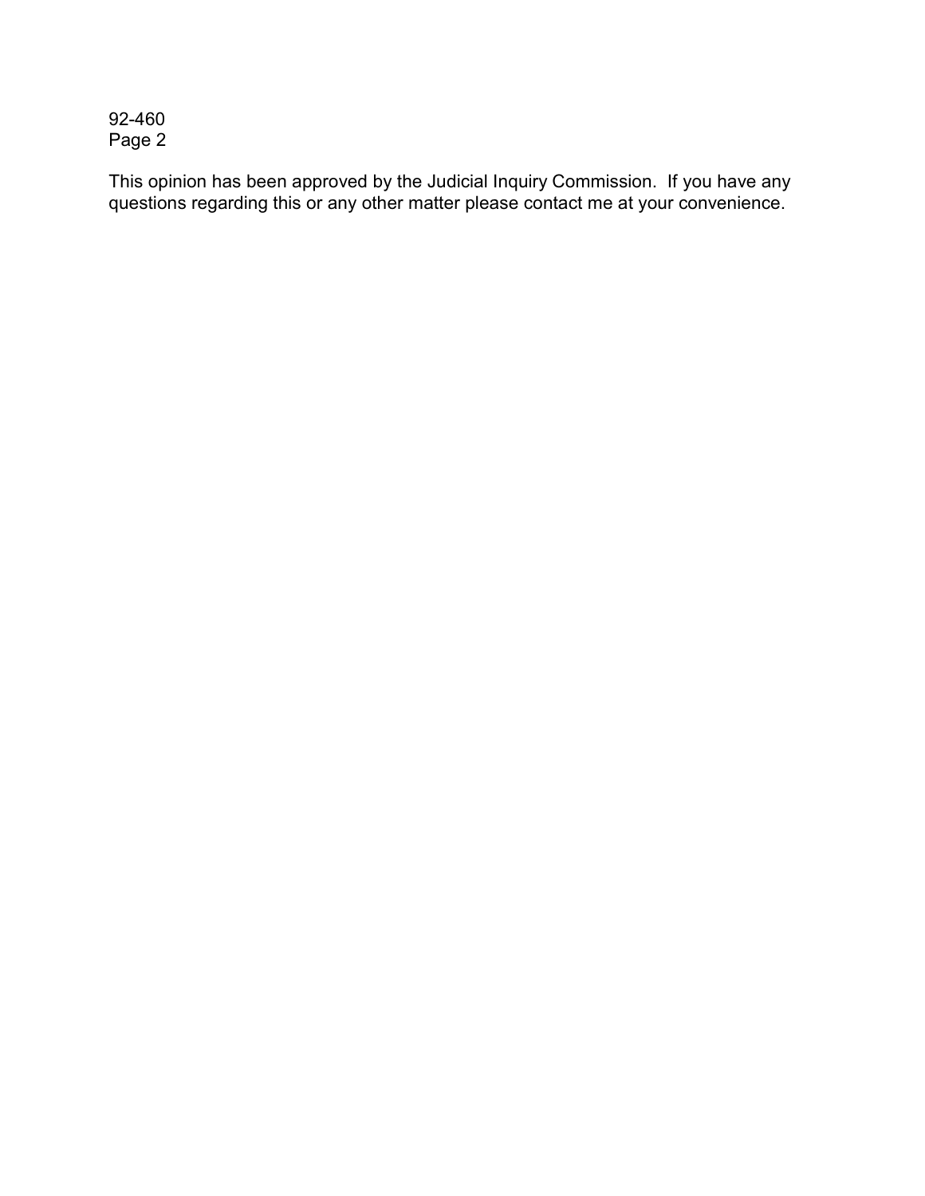This opinion has been approved by the Judicial Inquiry Commission. If you have any questions regarding this or any other matter please contact me at your convenience.